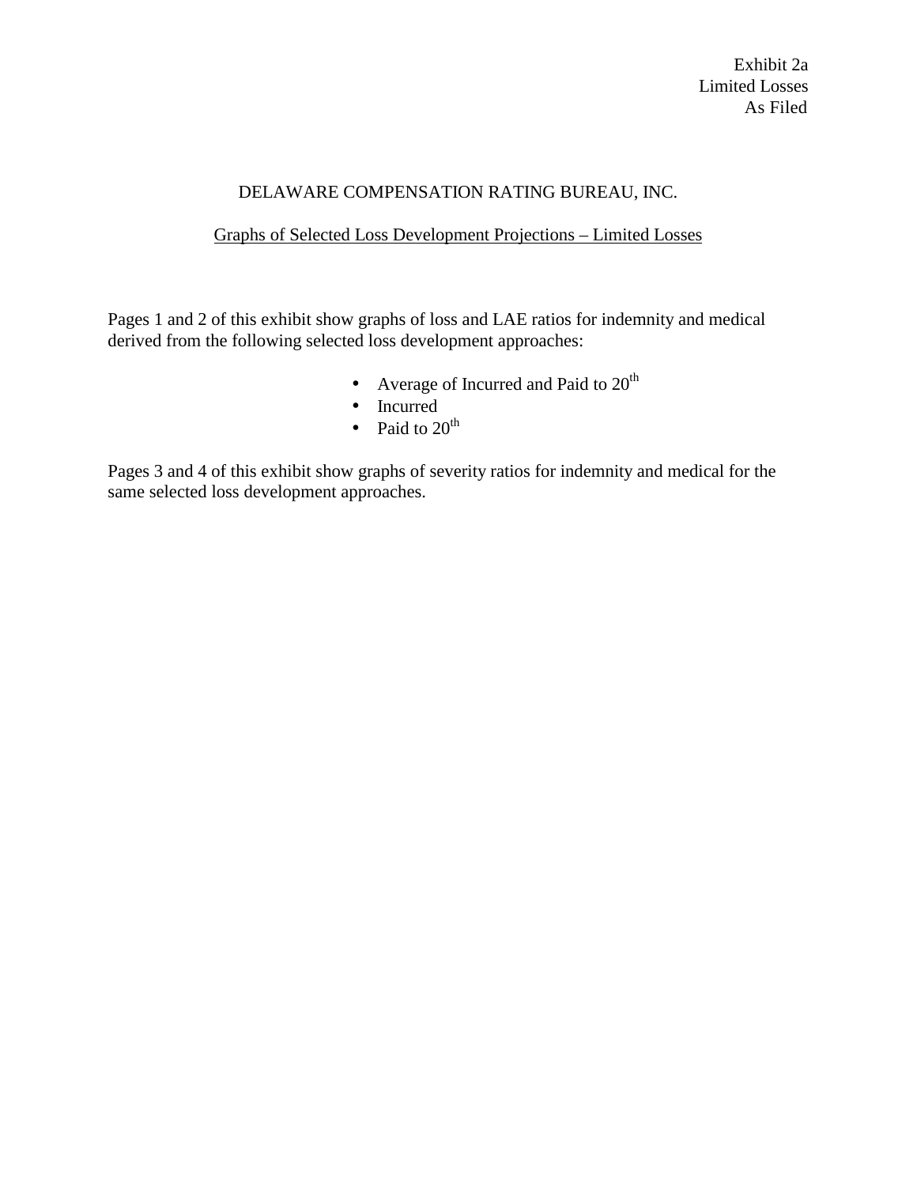Exhibit 2a
Limited Losses
As Filed

## DELAWARE COMPENSATION RATING BUREAU, INC.

Graphs of Selected Loss Development Projections – Limited Losses

Pages 1 and 2 of this exhibit show graphs of loss and LAE ratios for indemnity and medical derived from the following selected loss development approaches:

- Average of Incurred and Paid to $20^{th}$
- Incurred
- Paid to $20^{th}$

Pages 3 and 4 of this exhibit show graphs of severity ratios for indemnity and medical for the same selected loss development approaches.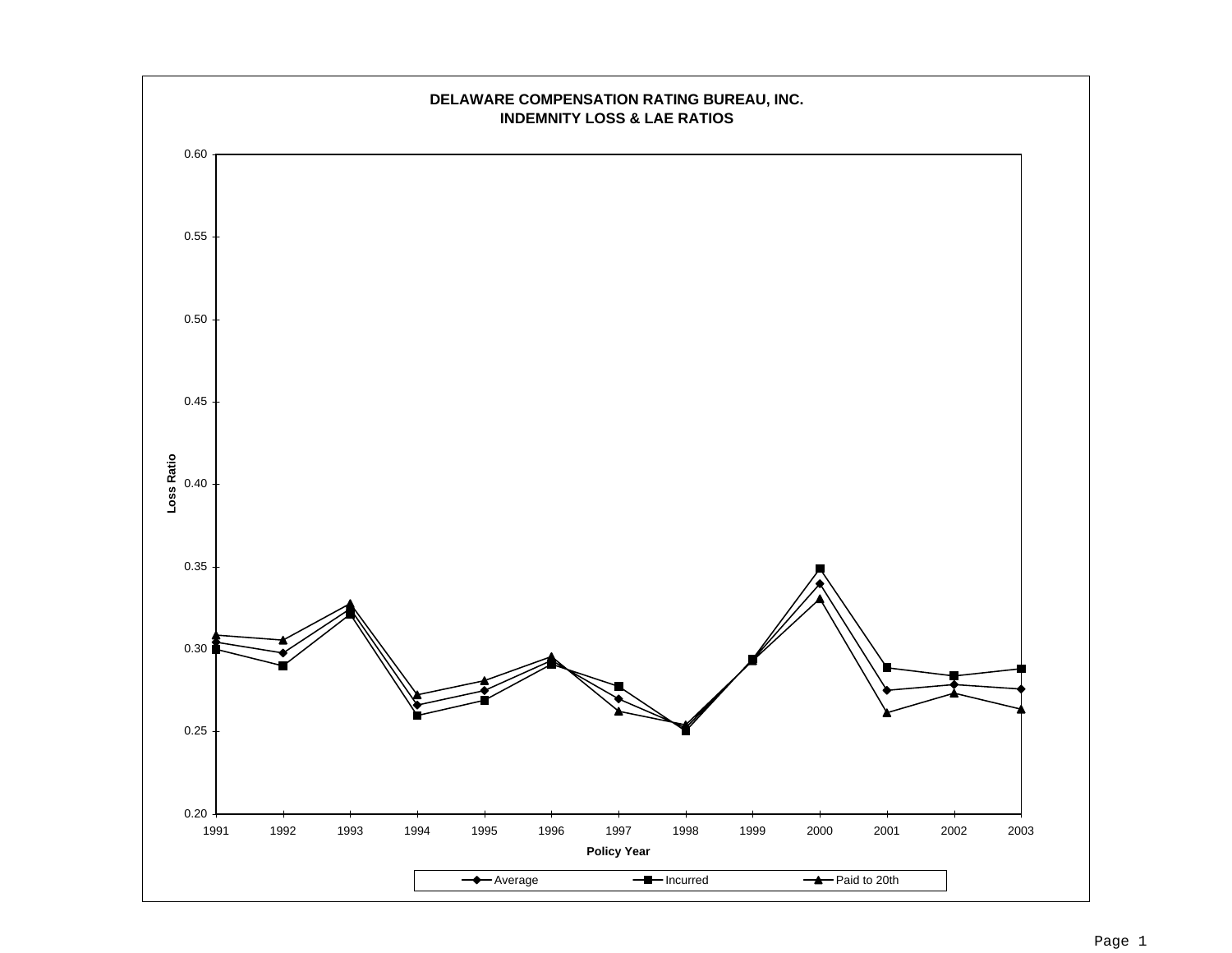# DELAWARE COMPENSATION RATING BUREAU, INC.
## INDEMNITY LOSS & LAE RATIOS

Loss Ratio

0.60
0.55
0.50
0.45
0.40
0.35
0.30
0.25
0.20

1991 1992 1993 1994 1995 1996 1997 1998 1999 2000 2001 2002 2003

Policy Year

Average — Incurred — Paid to 20th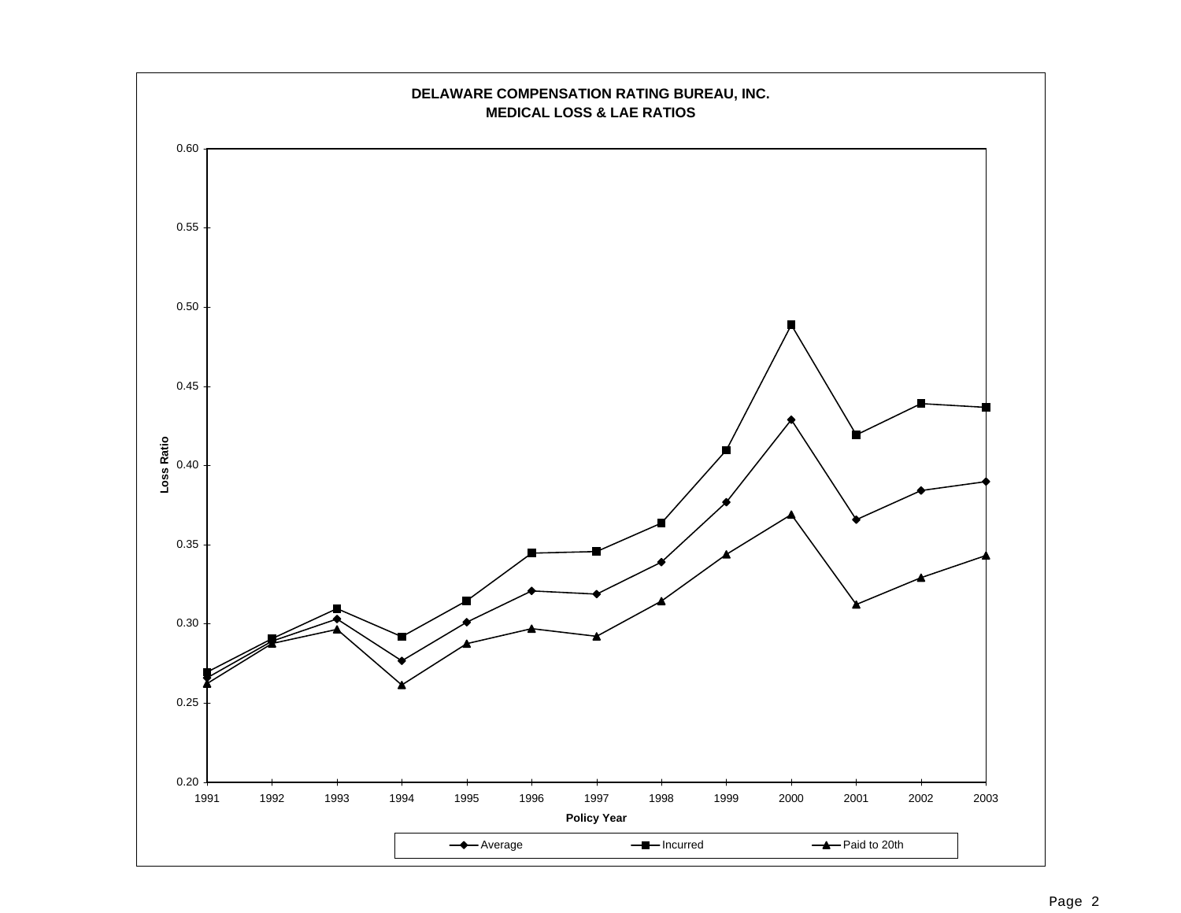**DELAWARE COMPENSATION RATING BUREAU, INC.**
**MEDICAL LOSS & LAE RATIOS**

Loss Ratio

0.60
0.55
0.50
0.45
0.40
0.35
0.30
0.25
0.20

1991 1992 1993 1994 1995 1996 1997 1998 1999 2000 2001 2002 2003

**Policy Year**

Average — Incurred — Paid to 20th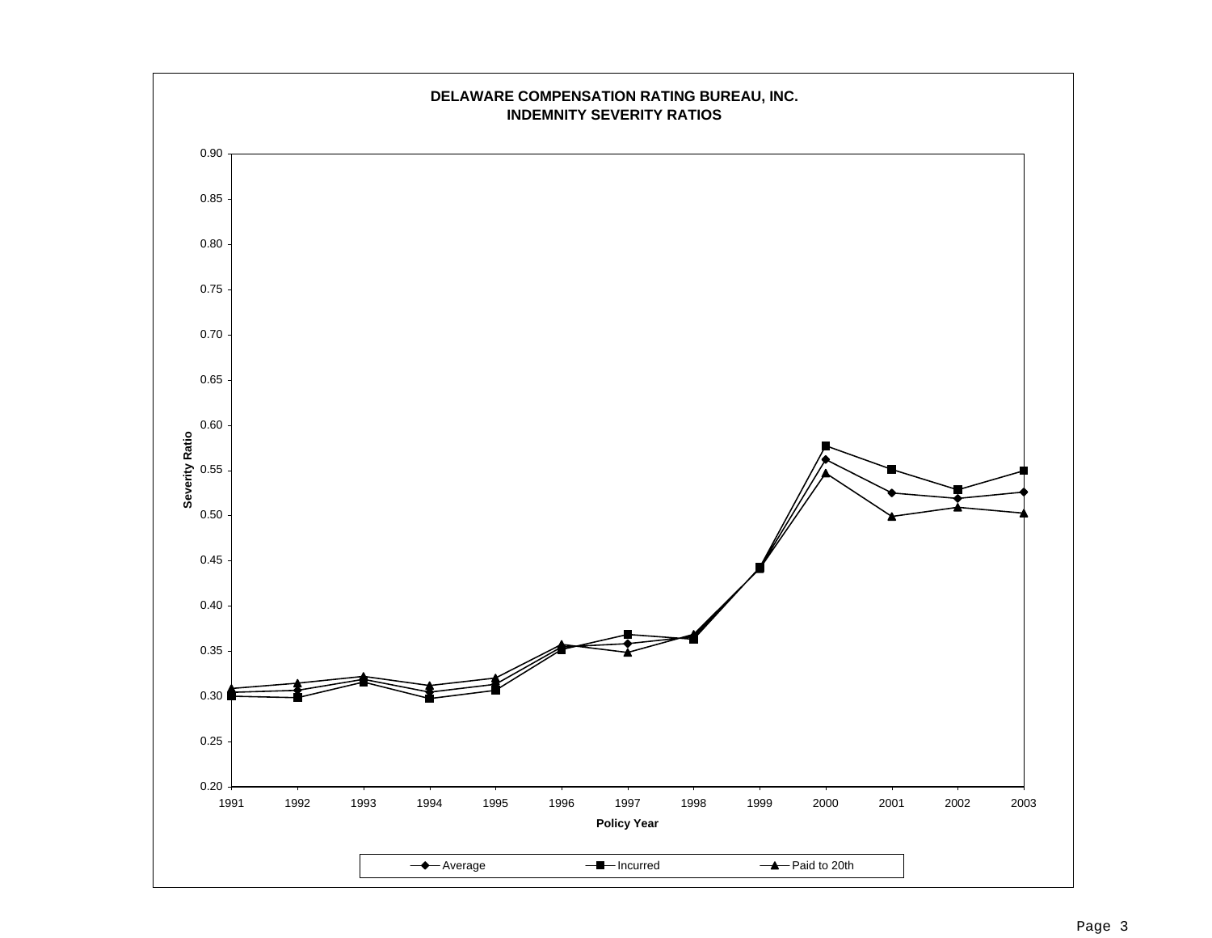**DELAWARE COMPENSATION RATING BUREAU, INC.**
**INDEMNITY SEVERITY RATIOS**

Severity Ratio

0.90
0.85
0.80
0.75
0.70
0.65
0.60
0.55
0.50
0.45
0.40
0.35
0.30
0.25
0.20

1991 1992 1993 1994 1995 1996 1997 1998 1999 2000 2001 2002 2003

**Policy Year**

Average — Incurred — Paid to 20th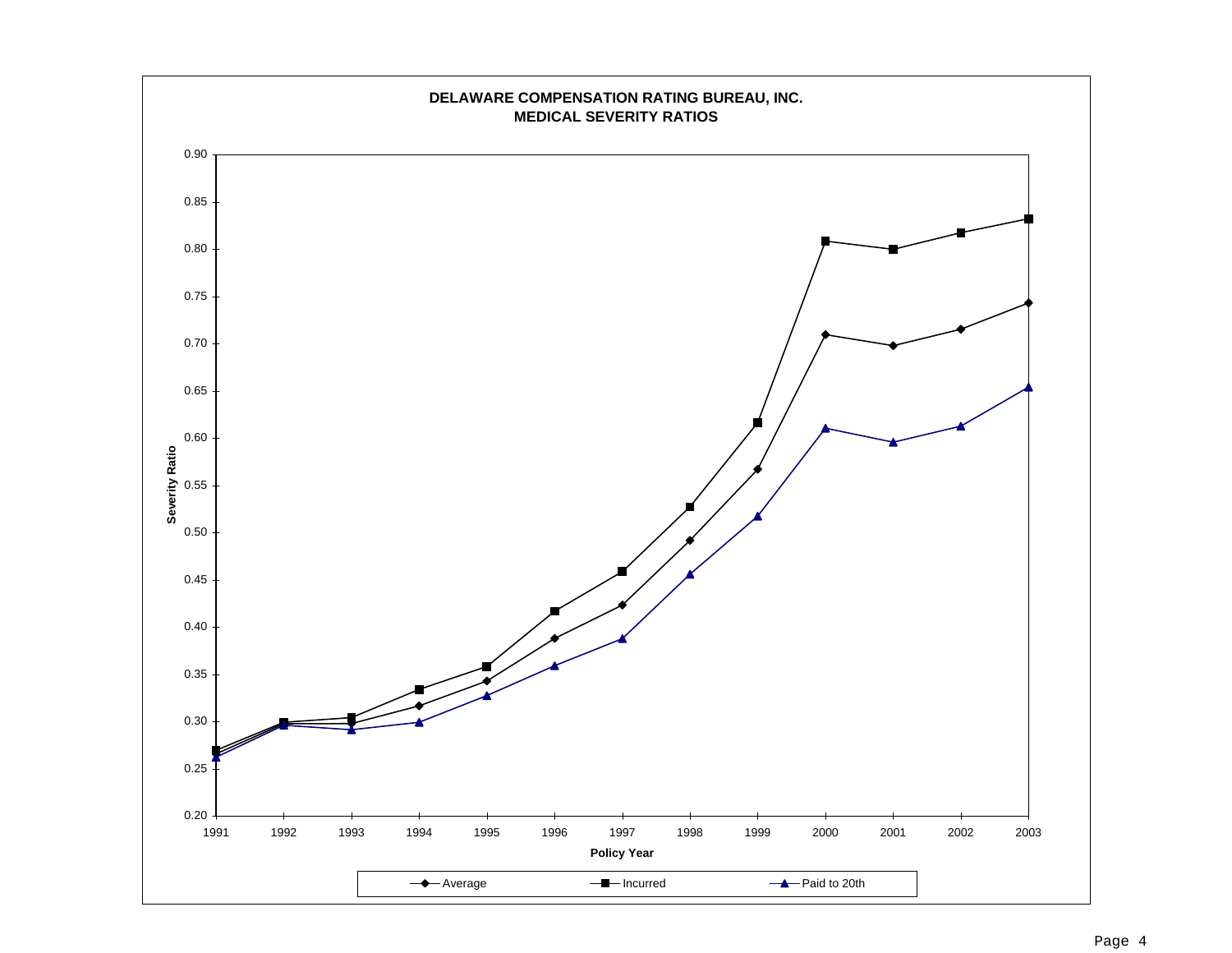DELAWARE COMPENSATION RATING BUREAU, INC.
MEDICAL SEVERITY RATIOS

Severity Ratio

0.90
0.85
0.80
0.75
0.70
0.65
0.60
0.55
0.50
0.45
0.40
0.35
0.30
0.25
0.20

1991 1992 1993 1994 1995 1996 1997 1998 1999 2000 2001 2002 2003

Policy Year

Average
Incurred
Paid to 20th